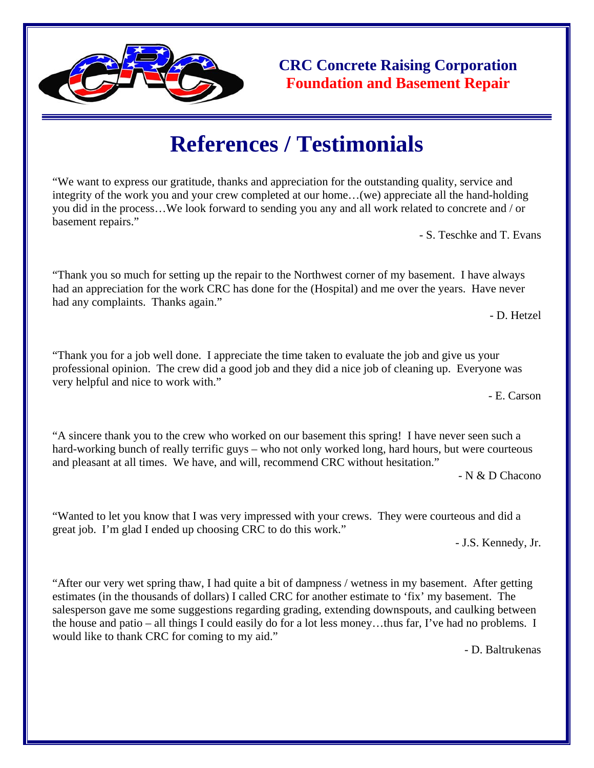**CRC Concrete Raising Corporation**
**Foundation and Basement Repair**

# References / Testimonials

"We want to express our gratitude, thanks and appreciation for the outstanding quality, service and integrity of the work you and your crew completed at our home…(we) appreciate all the hand-holding you did in the process…We look forward to sending you any and all work related to concrete and / or basement repairs."

- S. Teschke and T. Evans

"Thank you so much for setting up the repair to the Northwest corner of my basement. I have always had an appreciation for the work CRC has done for the (Hospital) and me over the years. Have never had any complaints. Thanks again."

- D. Hetzel

"Thank you for a job well done. I appreciate the time taken to evaluate the job and give us your professional opinion. The crew did a good job and they did a nice job of cleaning up. Everyone was very helpful and nice to work with."

- E. Carson

"A sincere thank you to the crew who worked on our basement this spring! I have never seen such a hard-working bunch of really terrific guys – who not only worked long, hard hours, but were courteous and pleasant at all times. We have, and will, recommend CRC without hesitation."

- N & D Chacono

"Wanted to let you know that I was very impressed with your crews. They were courteous and did a great job. I'm glad I ended up choosing CRC to do this work."

- J.S. Kennedy, Jr.

"After our very wet spring thaw, I had quite a bit of dampness / wetness in my basement. After getting estimates (in the thousands of dollars) I called CRC for another estimate to 'fix' my basement. The salesperson gave me some suggestions regarding grading, extending downspouts, and caulking between the house and patio – all things I could easily do for a lot less money…thus far, I've had no problems. I would like to thank CRC for coming to my aid."

- D. Baltrukenas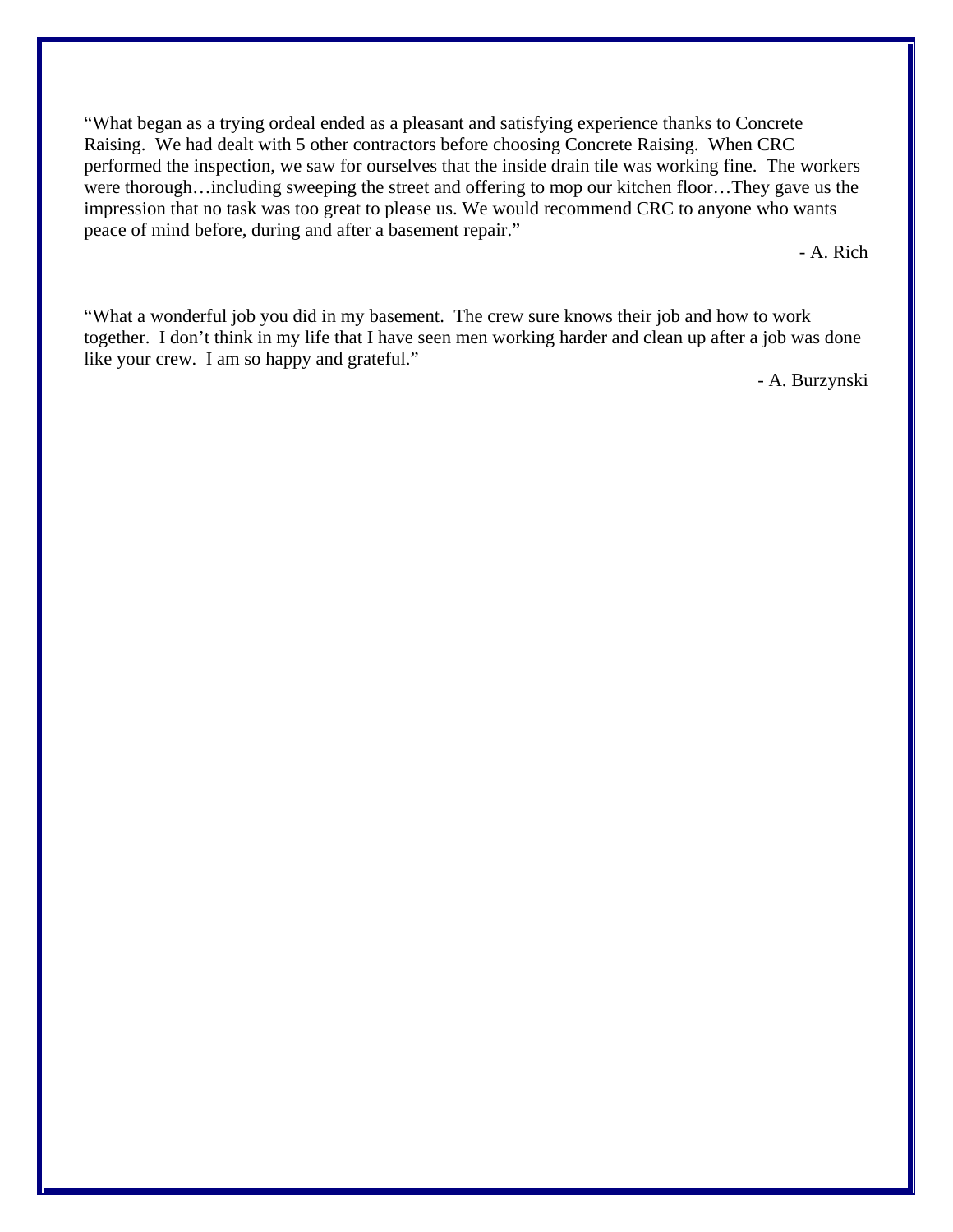"What began as a trying ordeal ended as a pleasant and satisfying experience thanks to Concrete Raising. We had dealt with 5 other contractors before choosing Concrete Raising. When CRC performed the inspection, we saw for ourselves that the inside drain tile was working fine. The workers were thorough…including sweeping the street and offering to mop our kitchen floor…They gave us the impression that no task was too great to please us. We would recommend CRC to anyone who wants peace of mind before, during and after a basement repair."

- A. Rich

"What a wonderful job you did in my basement. The crew sure knows their job and how to work together. I don't think in my life that I have seen men working harder and clean up after a job was done like your crew. I am so happy and grateful."

- A. Burzynski